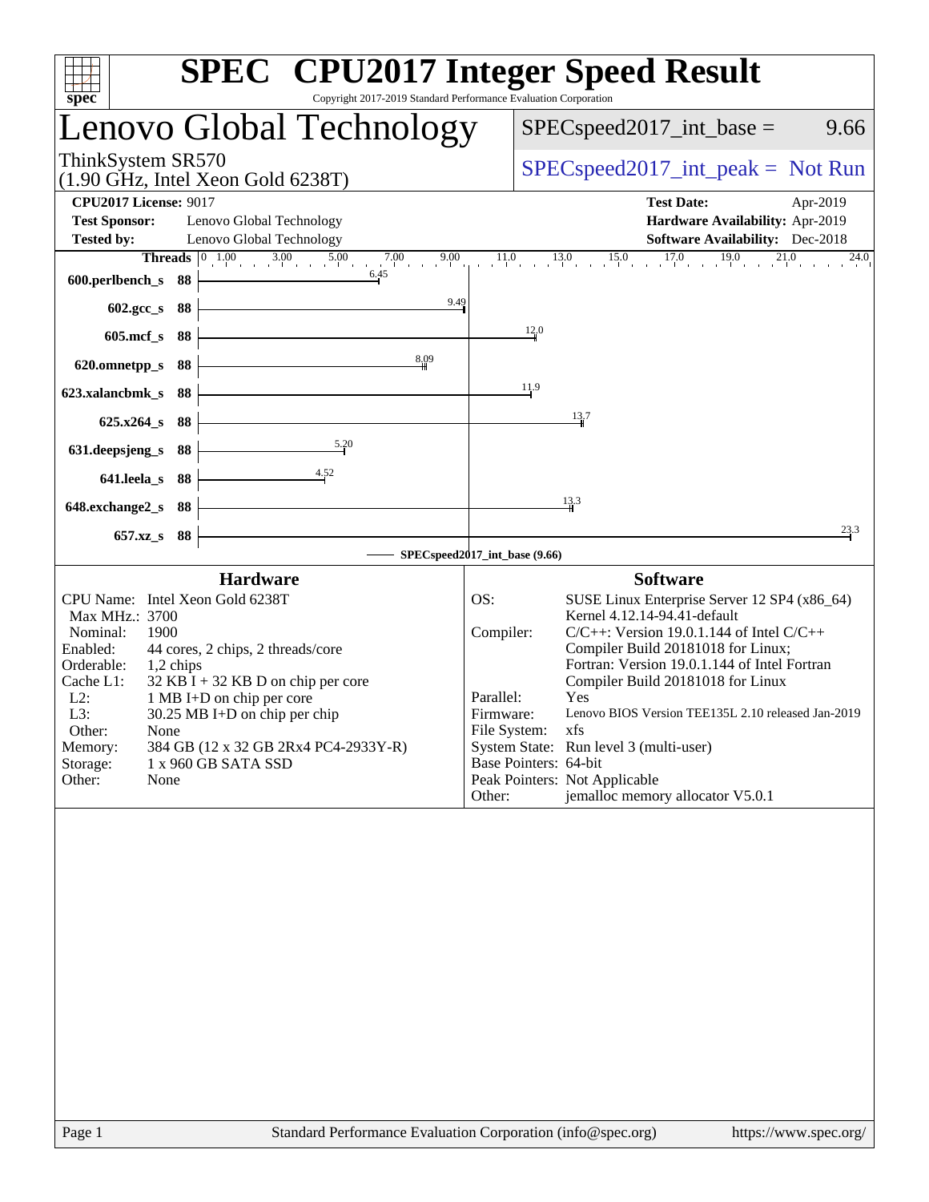# SPEC CPU2017 Integer Speed Result

Copyright 2017-2019 Standard Performance Evaluation Corporation

## Lenovo Global Technology

ThinkSystem SR570
(1.90 GHz, Intel Xeon Gold 6238T)

SPECspeed2017_int_base = 9.66

SPECspeed2017_int_peak = Not Run

**CPU2017 License:** 9017
**Test Sponsor:** Lenovo Global Technology
**Tested by:** Lenovo Global Technology

**Test Date:** Apr-2019
**Hardware Availability:** Apr-2019
**Software Availability:** Dec-2018

| Benchmark | Threads | Base Ratio |
|---|---|---|
| 600.perlbench_s | 88 | 6.45 |
| 602.gcc_s | 88 | 9.49 |
| 605.mcf_s | 88 | 12.0 |
| 620.omnetpp_s | 88 | 8.09 |
| 623.xalancbmk_s | 88 | 11.9 |
| 625.x264_s | 88 | 13.7 |
| 631.deepsjeng_s | 88 | 5.20 |
| 641.leela_s | 88 | 4.52 |
| 648.exchange2_s | 88 | 13.3 |
| 657.xz_s | 88 | 23.3 |

SPECspeed2017_int_base (9.66)

### Hardware

| | |
|---|---|
| CPU Name: | Intel Xeon Gold 6238T |
| Max MHz.: | 3700 |
| Nominal: | 1900 |
| Enabled: | 44 cores, 2 chips, 2 threads/core |
| Orderable: | 1,2 chips |
| Cache L1: | 32 KB I + 32 KB D on chip per core |
| L2: | 1 MB I+D on chip per core |
| L3: | 30.25 MB I+D on chip per chip |
| Other: | None |
| Memory: | 384 GB (12 x 32 GB 2Rx4 PC4-2933Y-R) |
| Storage: | 1 x 960 GB SATA SSD |
| Other: | None |

### Software

| | |
|---|---|
| OS: | SUSE Linux Enterprise Server 12 SP4 (x86_64) Kernel 4.12.14-94.41-default |
| Compiler: | C/C++: Version 19.0.1.144 of Intel C/C++ Compiler Build 20181018 for Linux; Fortran: Version 19.0.1.144 of Intel Fortran Compiler Build 20181018 for Linux |
| Parallel: | Yes |
| Firmware: | Lenovo BIOS Version TEE135L 2.10 released Jan-2019 |
| File System: | xfs |
| System State: | Run level 3 (multi-user) |
| Base Pointers: | 64-bit |
| Peak Pointers: | Not Applicable |
| Other: | jemalloc memory allocator V5.0.1 |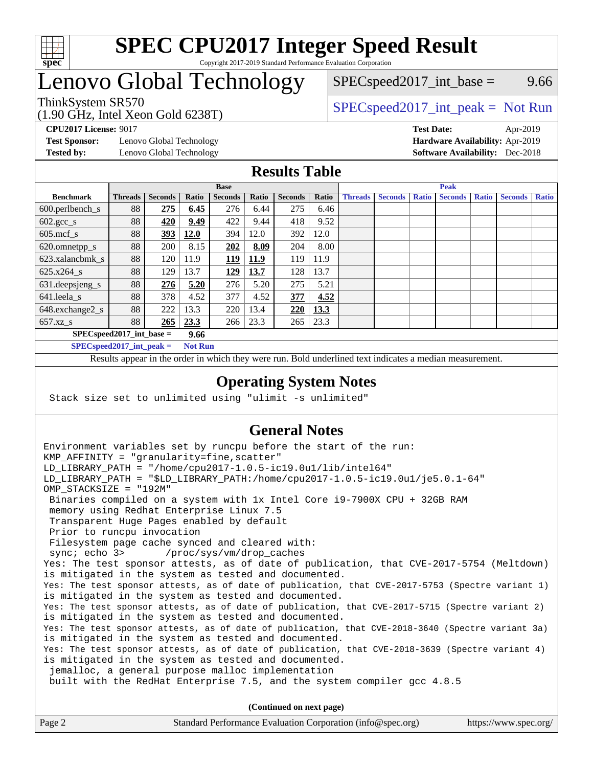# SPEC CPU2017 Integer Speed Result

Copyright 2017-2019 Standard Performance Evaluation Corporation

# Lenovo Global Technology

ThinkSystem SR570
(1.90 GHz, Intel Xeon Gold 6238T)

SPECspeed2017_int_base = 9.66

SPECspeed2017_int_peak = Not Run

**CPU2017 License:** 9017
**Test Sponsor:** Lenovo Global Technology
**Tested by:** Lenovo Global Technology

**Test Date:** Apr-2019
**Hardware Availability:** Apr-2019
**Software Availability:** Dec-2018

## Results Table

| | Base | | | | | | | Peak | | | | | | |
|---|---|---|---|---|---|---|---|---|---|---|---|---|---|---|
| **Benchmark** | **Threads** | **Seconds** | **Ratio** | **Seconds** | **Ratio** | **Seconds** | **Ratio** | **Threads** | **Seconds** | **Ratio** | **Seconds** | **Ratio** | **Seconds** | **Ratio** |
| 600.perlbench_s | 88 | **275** | **6.45** | 276 | 6.44 | 275 | 6.46 | | | | | | | |
| 602.gcc_s | 88 | **420** | **9.49** | 422 | 9.44 | 418 | 9.52 | | | | | | | |
| 605.mcf_s | 88 | **393** | **12.0** | 394 | 12.0 | 392 | 12.0 | | | | | | | |
| 620.omnetpp_s | 88 | 200 | 8.15 | **202** | **8.09** | 204 | 8.00 | | | | | | | |
| 623.xalancbmk_s | 88 | 120 | 11.9 | **119** | **11.9** | 119 | 11.9 | | | | | | | |
| 625.x264_s | 88 | 129 | 13.7 | **129** | **13.7** | 128 | 13.7 | | | | | | | |
| 631.deepsjeng_s | 88 | **276** | **5.20** | 276 | 5.20 | 275 | 5.21 | | | | | | | |
| 641.leela_s | 88 | 378 | 4.52 | 377 | 4.52 | **377** | **4.52** | | | | | | | |
| 648.exchange2_s | 88 | 222 | 13.3 | 220 | 13.4 | **220** | **13.3** | | | | | | | |
| 657.xz_s | 88 | **265** | **23.3** | 266 | 23.3 | 265 | 23.3 | | | | | | | |

**SPECspeed2017_int_base =** **9.66**

**SPECspeed2017_int_peak =** **Not Run**

Results appear in the order in which they were run. Bold underlined text indicates a median measurement.

## Operating System Notes

```
Stack size set to unlimited using "ulimit -s unlimited"
```

## General Notes

```
Environment variables set by runcpu before the start of the run:
KMP_AFFINITY = "granularity=fine,scatter"
LD_LIBRARY_PATH = "/home/cpu2017-1.0.5-ic19.0u1/lib/intel64"
LD_LIBRARY_PATH = "$LD_LIBRARY_PATH:/home/cpu2017-1.0.5-ic19.0u1/je5.0.1-64"
OMP_STACKSIZE = "192M"
 Binaries compiled on a system with 1x Intel Core i9-7900X CPU + 32GB RAM
 memory using Redhat Enterprise Linux 7.5
 Transparent Huge Pages enabled by default
 Prior to runcpu invocation
 Filesystem page cache synced and cleared with:
 sync; echo 3>       /proc/sys/vm/drop_caches
Yes: The test sponsor attests, as of date of publication, that CVE-2017-5754 (Meltdown)
is mitigated in the system as tested and documented.
Yes: The test sponsor attests, as of date of publication, that CVE-2017-5753 (Spectre variant 1)
is mitigated in the system as tested and documented.
Yes: The test sponsor attests, as of date of publication, that CVE-2017-5715 (Spectre variant 2)
is mitigated in the system as tested and documented.
Yes: The test sponsor attests, as of date of publication, that CVE-2018-3640 (Spectre variant 3a)
is mitigated in the system as tested and documented.
Yes: The test sponsor attests, as of date of publication, that CVE-2018-3639 (Spectre variant 4)
is mitigated in the system as tested and documented.
 jemalloc, a general purpose malloc implementation
 built with the RedHat Enterprise 7.5, and the system compiler gcc 4.8.5
```

**(Continued on next page)**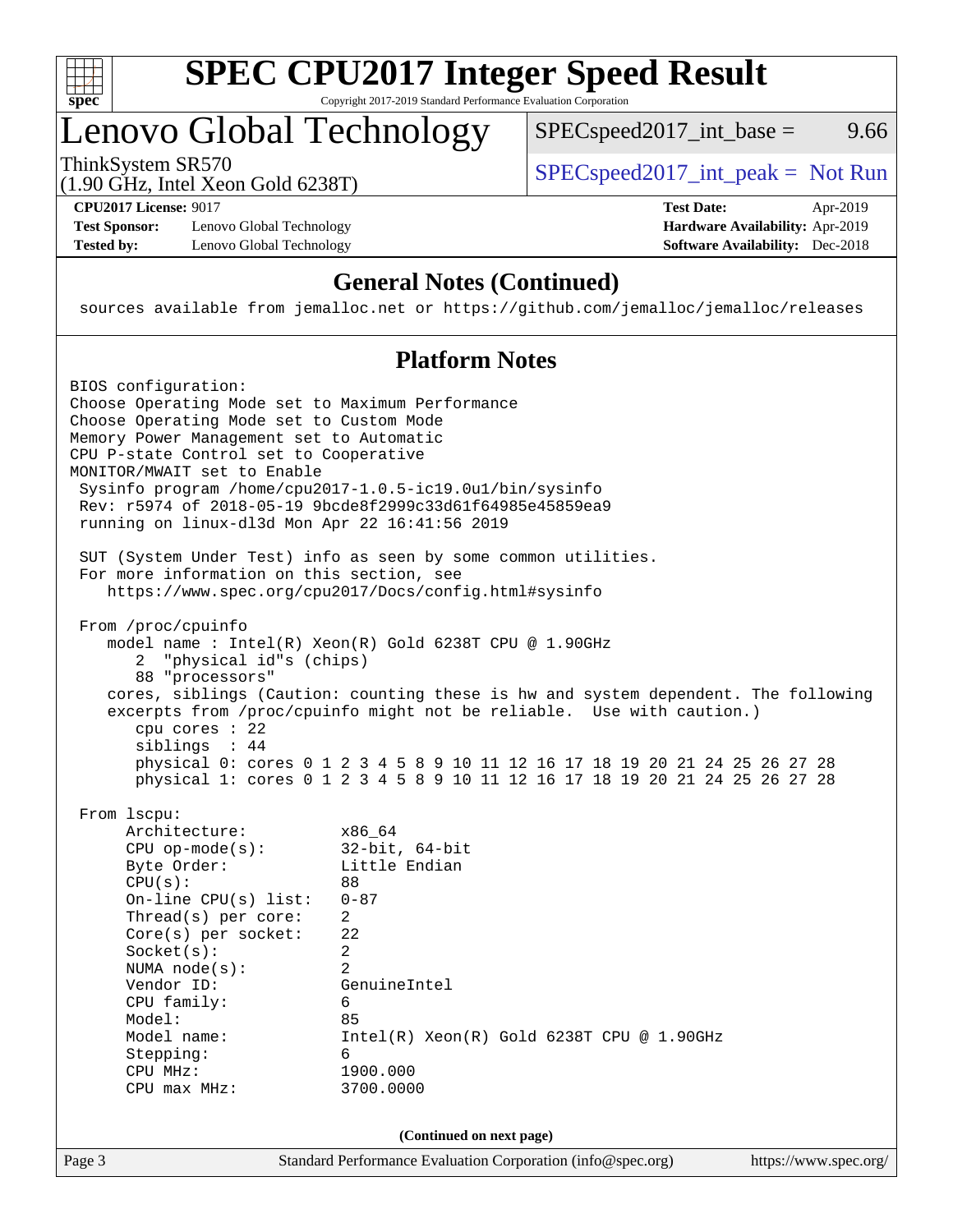# SPEC CPU2017 Integer Speed Result

Copyright 2017-2019 Standard Performance Evaluation Corporation

## Lenovo Global Technology

ThinkSystem SR570
(1.90 GHz, Intel Xeon Gold 6238T)

SPECspeed2017_int_base = 9.66

SPECspeed2017_int_peak = Not Run

**CPU2017 License:** 9017
**Test Sponsor:** Lenovo Global Technology
**Tested by:** Lenovo Global Technology

**Test Date:** Apr-2019
**Hardware Availability:** Apr-2019
**Software Availability:** Dec-2018

### General Notes (Continued)

```
 sources available from jemalloc.net or https://github.com/jemalloc/jemalloc/releases
```

### Platform Notes

```
BIOS configuration:
Choose Operating Mode set to Maximum Performance
Choose Operating Mode set to Custom Mode
Memory Power Management set to Automatic
CPU P-state Control set to Cooperative
MONITOR/MWAIT set to Enable
 Sysinfo program /home/cpu2017-1.0.5-ic19.0u1/bin/sysinfo
 Rev: r5974 of 2018-05-19 9bcde8f2999c33d61f64985e45859ea9
 running on linux-dl3d Mon Apr 22 16:41:56 2019

 SUT (System Under Test) info as seen by some common utilities.
 For more information on this section, see
    https://www.spec.org/cpu2017/Docs/config.html#sysinfo

 From /proc/cpuinfo
    model name : Intel(R) Xeon(R) Gold 6238T CPU @ 1.90GHz
       2  "physical id"s (chips)
       88 "processors"
    cores, siblings (Caution: counting these is hw and system dependent. The following
    excerpts from /proc/cpuinfo might not be reliable.  Use with caution.)
       cpu cores : 22
       siblings  : 44
       physical 0: cores 0 1 2 3 4 5 8 9 10 11 12 16 17 18 19 20 21 24 25 26 27 28
       physical 1: cores 0 1 2 3 4 5 8 9 10 11 12 16 17 18 19 20 21 24 25 26 27 28

 From lscpu:
      Architecture:          x86_64
      CPU op-mode(s):        32-bit, 64-bit
      Byte Order:            Little Endian
      CPU(s):                88
      On-line CPU(s) list:   0-87
      Thread(s) per core:    2
      Core(s) per socket:    22
      Socket(s):             2
      NUMA node(s):          2
      Vendor ID:             GenuineIntel
      CPU family:            6
      Model:                 85
      Model name:            Intel(R) Xeon(R) Gold 6238T CPU @ 1.90GHz
      Stepping:              6
      CPU MHz:               1900.000
      CPU max MHz:           3700.0000
```

(Continued on next page)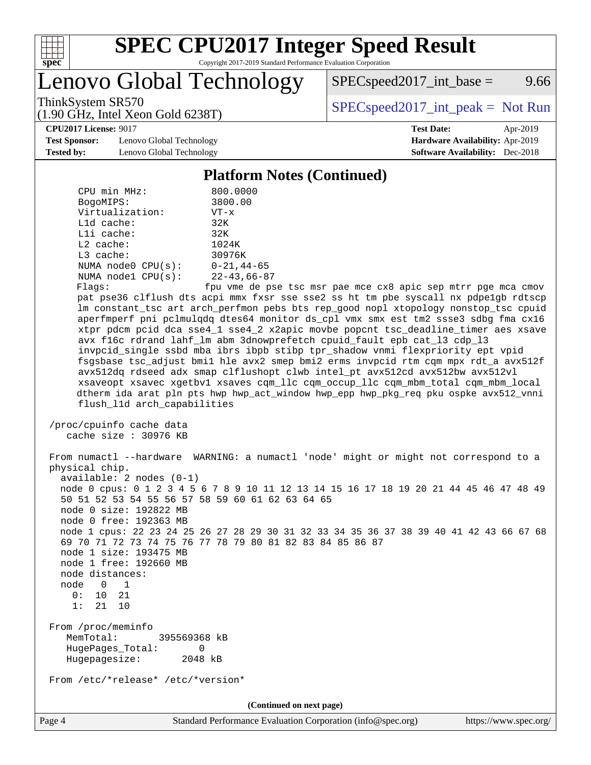## Platform Notes (Continued)

```
      CPU min MHz:            800.0000
      BogoMIPS:               3800.00
      Virtualization:         VT-x
      L1d cache:              32K
      L1i cache:              32K
      L2 cache:               1024K
      L3 cache:               30976K
      NUMA node0 CPU(s):      0-21,44-65
      NUMA node1 CPU(s):      22-43,66-87
      Flags:                  fpu vme de pse tsc msr pae mce cx8 apic sep mtrr pge mca cmov
      pat pse36 clflush dts acpi mmx fxsr sse sse2 ss ht tm pbe syscall nx pdpe1gb rdtscp
      lm constant_tsc art arch_perfmon pebs bts rep_good nopl xtopology nonstop_tsc cpuid
      aperfmperf pni pclmulqdq dtes64 monitor ds_cpl vmx smx est tm2 ssse3 sdbg fma cx16
      xtpr pdcm pcid dca sse4_1 sse4_2 x2apic movbe popcnt tsc_deadline_timer aes xsave
      avx f16c rdrand lahf_lm abm 3dnowprefetch cpuid_fault epb cat_l3 cdp_l3
      invpcid_single ssbd mba ibrs ibpb stibp tpr_shadow vnmi flexpriority ept vpid
      fsgsbase tsc_adjust bmi1 hle avx2 smep bmi2 erms invpcid rtm cqm mpx rdt_a avx512f
      avx512dq rdseed adx smap clflushopt clwb intel_pt avx512cd avx512bw avx512vl
      xsaveopt xsavec xgetbv1 xsaves cqm_llc cqm_occup_llc cqm_mbm_total cqm_mbm_local
      dtherm ida arat pln pts hwp hwp_act_window hwp_epp hwp_pkg_req pku ospke avx512_vnni
      flush_l1d arch_capabilities

 /proc/cpuinfo cache data
    cache size : 30976 KB

 From numactl --hardware  WARNING: a numactl 'node' might or might not correspond to a
 physical chip.
   available: 2 nodes (0-1)
   node 0 cpus: 0 1 2 3 4 5 6 7 8 9 10 11 12 13 14 15 16 17 18 19 20 21 44 45 46 47 48 49
   50 51 52 53 54 55 56 57 58 59 60 61 62 63 64 65
   node 0 size: 192822 MB
   node 0 free: 192363 MB
   node 1 cpus: 22 23 24 25 26 27 28 29 30 31 32 33 34 35 36 37 38 39 40 41 42 43 66 67 68
   69 70 71 72 73 74 75 76 77 78 79 80 81 82 83 84 85 86 87
   node 1 size: 193475 MB
   node 1 free: 192660 MB
   node distances:
   node   0   1
     0:  10  21
     1:  21  10

 From /proc/meminfo
    MemTotal:       395569368 kB
    HugePages_Total:       0
    Hugepagesize:       2048 kB

 From /etc/*release* /etc/*version*
```

(Continued on next page)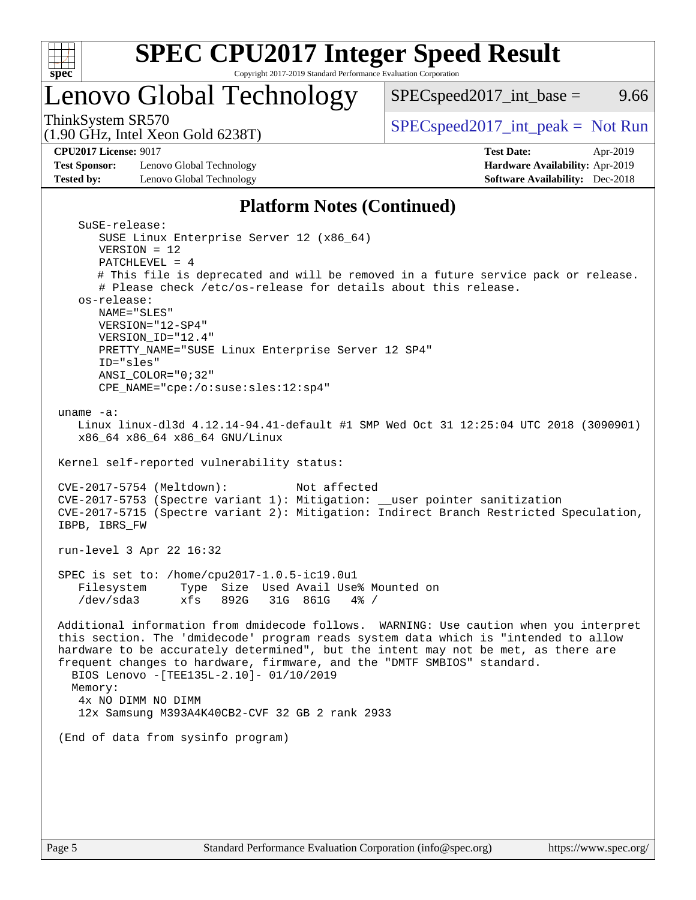# SPEC CPU2017 Integer Speed Result

Copyright 2017-2019 Standard Performance Evaluation Corporation

## Lenovo Global Technology

ThinkSystem SR570
(1.90 GHz, Intel Xeon Gold 6238T)

SPECspeed2017_int_base = 9.66

SPECspeed2017_int_peak = Not Run

**CPU2017 License:** 9017
**Test Sponsor:** Lenovo Global Technology
**Tested by:** Lenovo Global Technology

**Test Date:** Apr-2019
**Hardware Availability:** Apr-2019
**Software Availability:** Dec-2018

## Platform Notes (Continued)

```
    SuSE-release:
       SUSE Linux Enterprise Server 12 (x86_64)
       VERSION = 12
       PATCHLEVEL = 4
       # This file is deprecated and will be removed in a future service pack or release.
       # Please check /etc/os-release for details about this release.
    os-release:
       NAME="SLES"
       VERSION="12-SP4"
       VERSION_ID="12.4"
       PRETTY_NAME="SUSE Linux Enterprise Server 12 SP4"
       ID="sles"
       ANSI_COLOR="0;32"
       CPE_NAME="cpe:/o:suse:sles:12:sp4"

 uname -a:
    Linux linux-dl3d 4.12.14-94.41-default #1 SMP Wed Oct 31 12:25:04 UTC 2018 (3090901)
    x86_64 x86_64 x86_64 GNU/Linux

 Kernel self-reported vulnerability status:

 CVE-2017-5754 (Meltdown):          Not affected
 CVE-2017-5753 (Spectre variant 1): Mitigation: __user pointer sanitization
 CVE-2017-5715 (Spectre variant 2): Mitigation: Indirect Branch Restricted Speculation,
 IBPB, IBRS_FW

 run-level 3 Apr 22 16:32

 SPEC is set to: /home/cpu2017-1.0.5-ic19.0u1
    Filesystem     Type  Size  Used Avail Use% Mounted on
    /dev/sda3      xfs   892G   31G  861G   4% /

 Additional information from dmidecode follows.  WARNING: Use caution when you interpret
 this section. The 'dmidecode' program reads system data which is "intended to allow
 hardware to be accurately determined", but the intent may not be met, as there are
 frequent changes to hardware, firmware, and the "DMTF SMBIOS" standard.
   BIOS Lenovo -[TEE135L-2.10]- 01/10/2019
   Memory:
    4x NO DIMM NO DIMM
    12x Samsung M393A4K40CB2-CVF 32 GB 2 rank 2933

 (End of data from sysinfo program)
```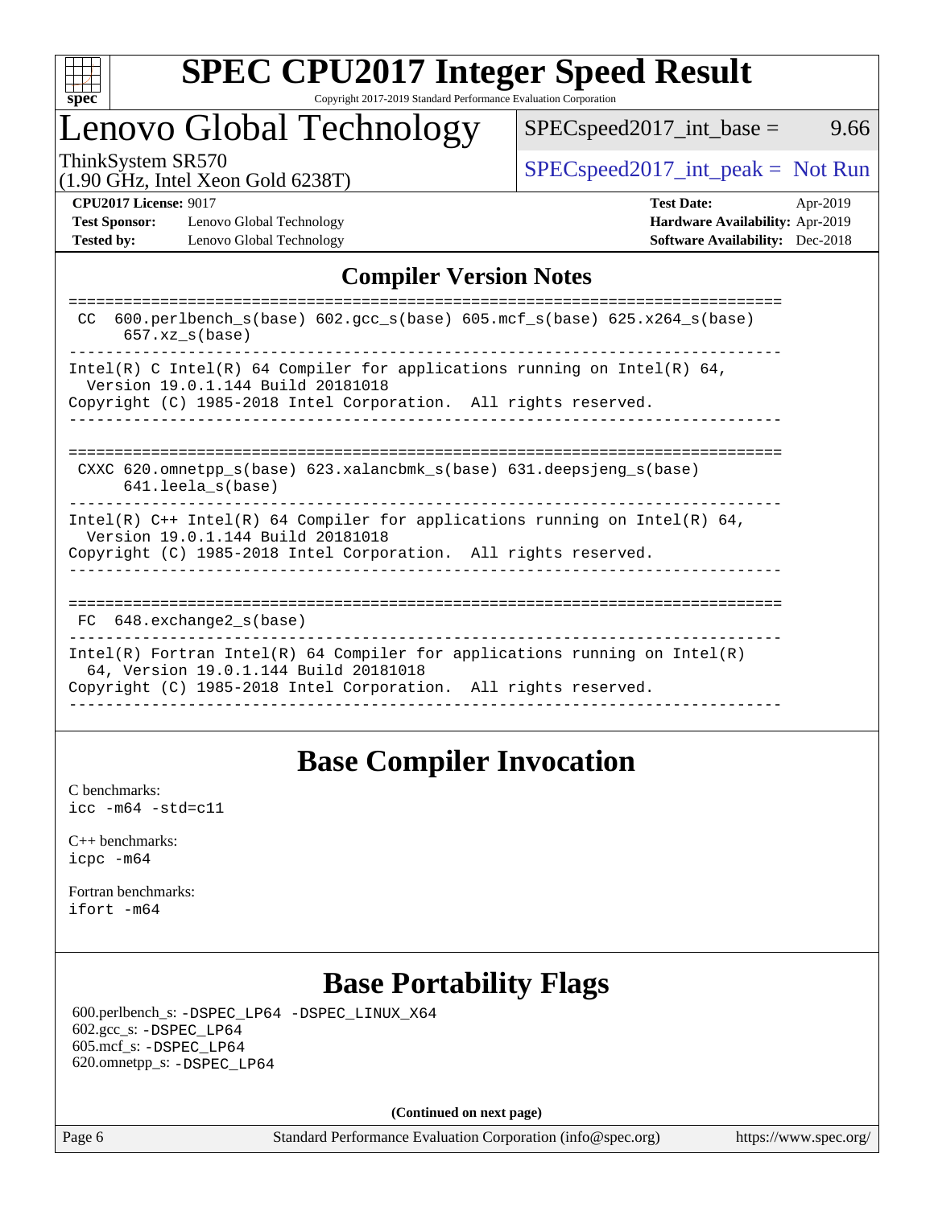# SPEC CPU2017 Integer Speed Result

Copyright 2017-2019 Standard Performance Evaluation Corporation

# Lenovo Global Technology

ThinkSystem SR570
(1.90 GHz, Intel Xeon Gold 6238T)

SPECspeed2017_int_base = 9.66

SPECspeed2017_int_peak = Not Run

**CPU2017 License:** 9017
**Test Sponsor:** Lenovo Global Technology
**Tested by:** Lenovo Global Technology

**Test Date:** Apr-2019
**Hardware Availability:** Apr-2019
**Software Availability:** Dec-2018

## Compiler Version Notes

```
==============================================================================
 CC  600.perlbench_s(base) 602.gcc_s(base) 605.mcf_s(base) 625.x264_s(base)
      657.xz_s(base)
------------------------------------------------------------------------------
Intel(R) C Intel(R) 64 Compiler for applications running on Intel(R) 64,
  Version 19.0.1.144 Build 20181018
Copyright (C) 1985-2018 Intel Corporation.  All rights reserved.
------------------------------------------------------------------------------

==============================================================================
 CXXC 620.omnetpp_s(base) 623.xalancbmk_s(base) 631.deepsjeng_s(base)
      641.leela_s(base)
------------------------------------------------------------------------------
Intel(R) C++ Intel(R) 64 Compiler for applications running on Intel(R) 64,
  Version 19.0.1.144 Build 20181018
Copyright (C) 1985-2018 Intel Corporation.  All rights reserved.
------------------------------------------------------------------------------

==============================================================================
 FC  648.exchange2_s(base)
------------------------------------------------------------------------------
Intel(R) Fortran Intel(R) 64 Compiler for applications running on Intel(R)
  64, Version 19.0.1.144 Build 20181018
Copyright (C) 1985-2018 Intel Corporation.  All rights reserved.
------------------------------------------------------------------------------
```

## Base Compiler Invocation

C benchmarks:
`icc -m64 -std=c11`

C++ benchmarks:
`icpc -m64`

Fortran benchmarks:
`ifort -m64`

## Base Portability Flags

600.perlbench_s: `-DSPEC_LP64 -DSPEC_LINUX_X64`
602.gcc_s: `-DSPEC_LP64`
605.mcf_s: `-DSPEC_LP64`
620.omnetpp_s: `-DSPEC_LP64`

**(Continued on next page)**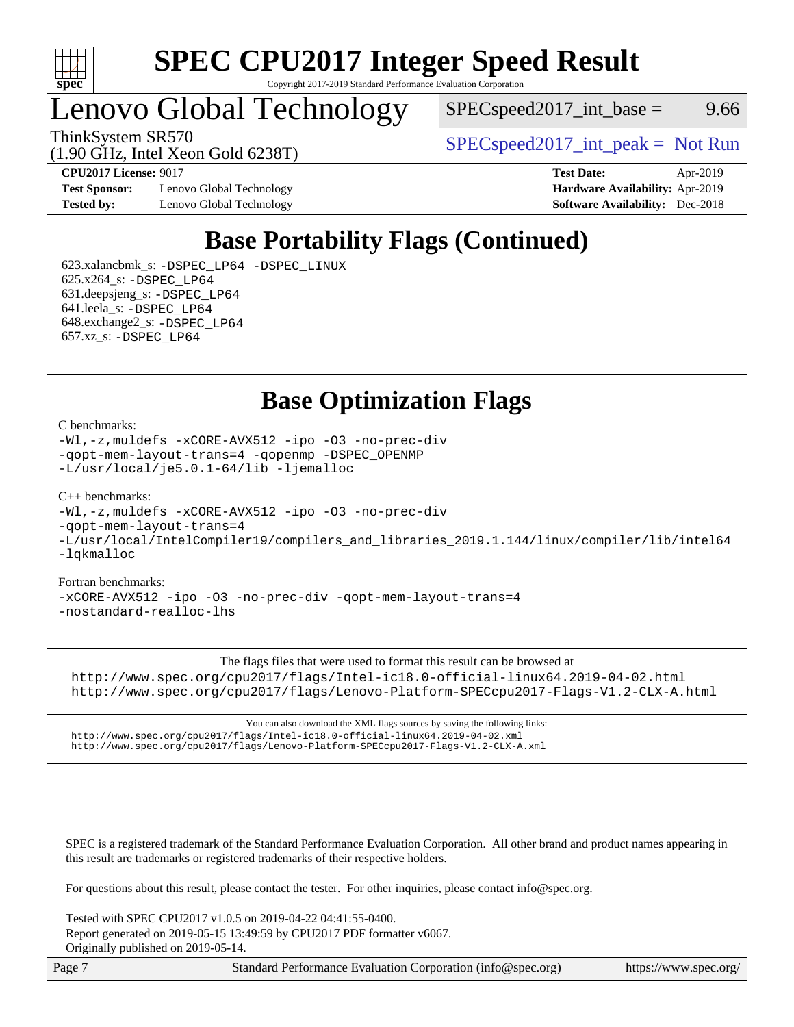# Base Portability Flags (Continued)

623.xalancbmk_s: -DSPEC_LP64 -DSPEC_LINUX
625.x264_s: -DSPEC_LP64
631.deepsjeng_s: -DSPEC_LP64
641.leela_s: -DSPEC_LP64
648.exchange2_s: -DSPEC_LP64
657.xz_s: -DSPEC_LP64

# Base Optimization Flags

C benchmarks:

```
-Wl,-z,muldefs -xCORE-AVX512 -ipo -O3 -no-prec-div
-qopt-mem-layout-trans=4 -qopenmp -DSPEC_OPENMP
-L/usr/local/je5.0.1-64/lib -ljemalloc
```

C++ benchmarks:

```
-Wl,-z,muldefs -xCORE-AVX512 -ipo -O3 -no-prec-div
-qopt-mem-layout-trans=4
-L/usr/local/IntelCompiler19/compilers_and_libraries_2019.1.144/linux/compiler/lib/intel64
-lqkmalloc
```

Fortran benchmarks:

```
-xCORE-AVX512 -ipo -O3 -no-prec-div -qopt-mem-layout-trans=4
-nostandard-realloc-lhs
```

The flags files that were used to format this result can be browsed at
http://www.spec.org/cpu2017/flags/Intel-ic18.0-official-linux64.2019-04-02.html
http://www.spec.org/cpu2017/flags/Lenovo-Platform-SPECcpu2017-Flags-V1.2-CLX-A.html

You can also download the XML flags sources by saving the following links:
http://www.spec.org/cpu2017/flags/Intel-ic18.0-official-linux64.2019-04-02.xml
http://www.spec.org/cpu2017/flags/Lenovo-Platform-SPECcpu2017-Flags-V1.2-CLX-A.xml

SPEC is a registered trademark of the Standard Performance Evaluation Corporation. All other brand and product names appearing in this result are trademarks or registered trademarks of their respective holders.

For questions about this result, please contact the tester. For other inquiries, please contact info@spec.org.

Tested with SPEC CPU2017 v1.0.5 on 2019-04-22 04:41:55-0400.
Report generated on 2019-05-15 13:49:59 by CPU2017 PDF formatter v6067.
Originally published on 2019-05-14.